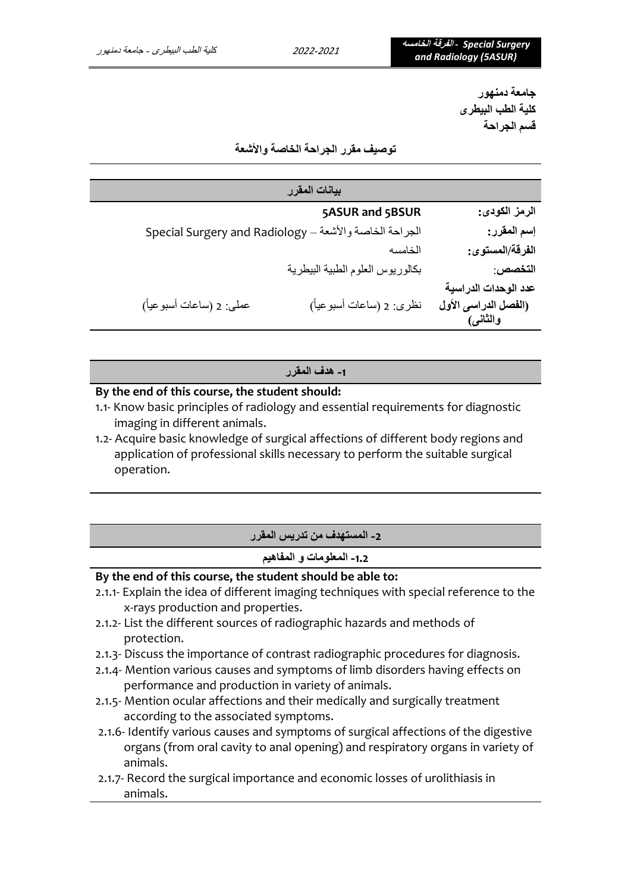جامعة دمنهور
كلية الطب البيطرى
قسم الجراحة

## توصيف مقرر الجراحة الخاصة والأشعة

| بيانات المقرر | | |
|---|---|---|
| الرمز الكودى: | 5ASUR and 5BSUR | |
| إسم المقرر: | Special Surgery and Radiology – الجراحة الخاصة والأشعة | |
| الفرقة/المستوى: | الخامسه | |
| التخصص: | بكالوريوس العلوم الطبية البيطرية | |
| عدد الوحدات الدراسية (الفصل الدراسى الأول والثانى) | نظرى: 2 (ساعات أسبوعياً) | عملى: 2 (ساعات أسبوعياً) |

### 1- هدف المقرر

**By the end of this course, the student should:**

1.1- Know basic principles of radiology and essential requirements for diagnostic imaging in different animals.

1.2- Acquire basic knowledge of surgical affections of different body regions and application of professional skills necessary to perform the suitable surgical operation.

### 2- المستهدف من تدريس المقرر

#### 2.1- المعلومات و المفاهيم

**By the end of this course, the student should be able to:**

2.1.1- Explain the idea of different imaging techniques with special reference to the x-rays production and properties.

2.1.2- List the different sources of radiographic hazards and methods of protection.

2.1.3- Discuss the importance of contrast radiographic procedures for diagnosis.

2.1.4- Mention various causes and symptoms of limb disorders having effects on performance and production in variety of animals.

2.1.5- Mention ocular affections and their medically and surgically treatment according to the associated symptoms.

2.1.6- Identify various causes and symptoms of surgical affections of the digestive organs (from oral cavity to anal opening) and respiratory organs in variety of animals.

2.1.7- Record the surgical importance and economic losses of urolithiasis in animals.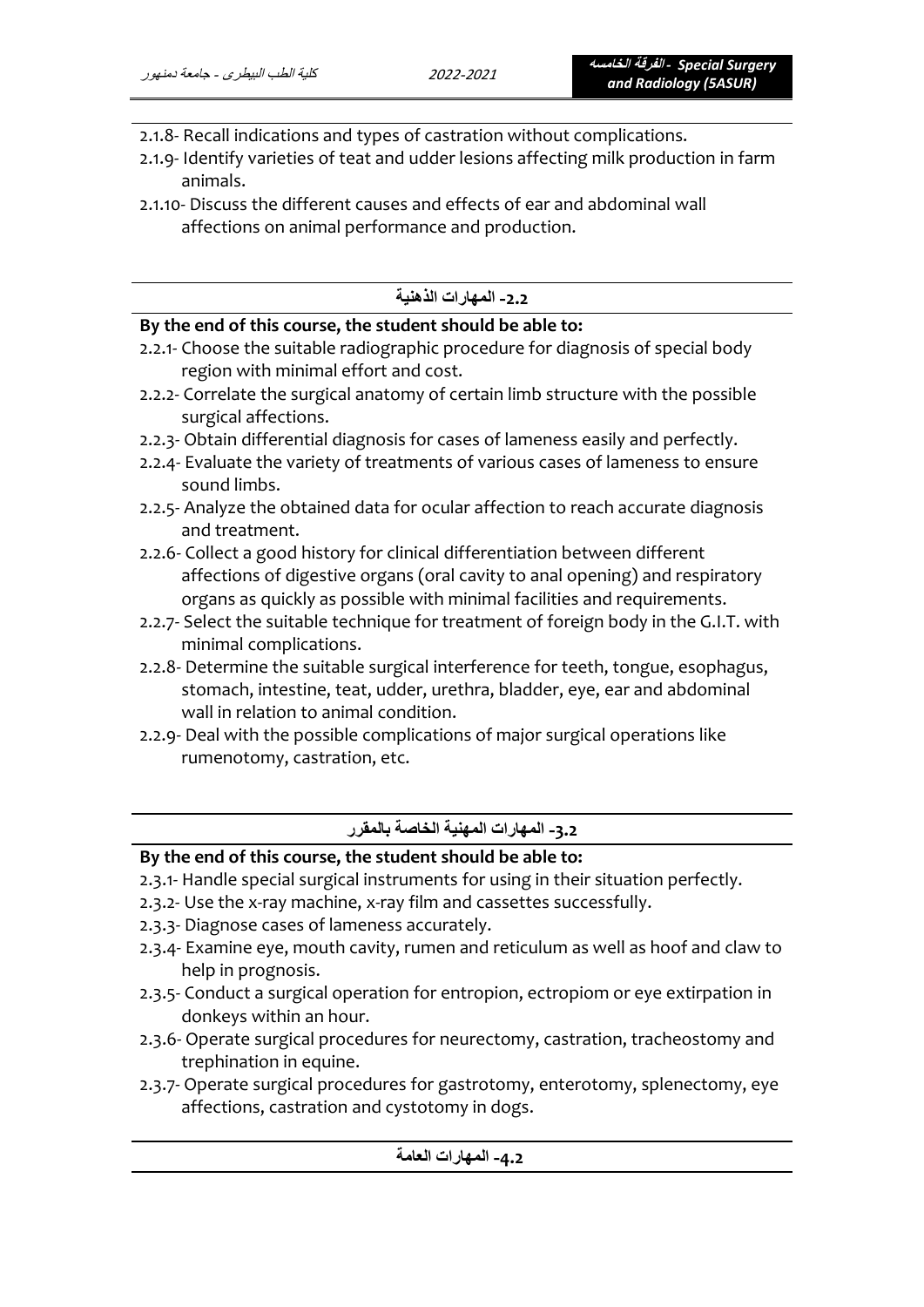2.1.8- Recall indications and types of castration without complications.

2.1.9- Identify varieties of teat and udder lesions affecting milk production in farm animals.

2.1.10- Discuss the different causes and effects of ear and abdominal wall affections on animal performance and production.

## 2.2- المهارات الذهنية

**By the end of this course, the student should be able to:**

2.2.1- Choose the suitable radiographic procedure for diagnosis of special body region with minimal effort and cost.

2.2.2- Correlate the surgical anatomy of certain limb structure with the possible surgical affections.

2.2.3- Obtain differential diagnosis for cases of lameness easily and perfectly.

2.2.4- Evaluate the variety of treatments of various cases of lameness to ensure sound limbs.

2.2.5- Analyze the obtained data for ocular affection to reach accurate diagnosis and treatment.

2.2.6- Collect a good history for clinical differentiation between different affections of digestive organs (oral cavity to anal opening) and respiratory organs as quickly as possible with minimal facilities and requirements.

2.2.7- Select the suitable technique for treatment of foreign body in the G.I.T. with minimal complications.

2.2.8- Determine the suitable surgical interference for teeth, tongue, esophagus, stomach, intestine, teat, udder, urethra, bladder, eye, ear and abdominal wall in relation to animal condition.

2.2.9- Deal with the possible complications of major surgical operations like rumenotomy, castration, etc.

## 3.2- المهارات المهنية الخاصة بالمقرر

**By the end of this course, the student should be able to:**

2.3.1- Handle special surgical instruments for using in their situation perfectly.

2.3.2- Use the x-ray machine, x-ray film and cassettes successfully.

2.3.3- Diagnose cases of lameness accurately.

2.3.4- Examine eye, mouth cavity, rumen and reticulum as well as hoof and claw to help in prognosis.

2.3.5- Conduct a surgical operation for entropion, ectropiom or eye extirpation in donkeys within an hour.

2.3.6- Operate surgical procedures for neurectomy, castration, tracheostomy and trephination in equine.

2.3.7- Operate surgical procedures for gastrotomy, enterotomy, splenectomy, eye affections, castration and cystotomy in dogs.

## 4.2- المهارات العامة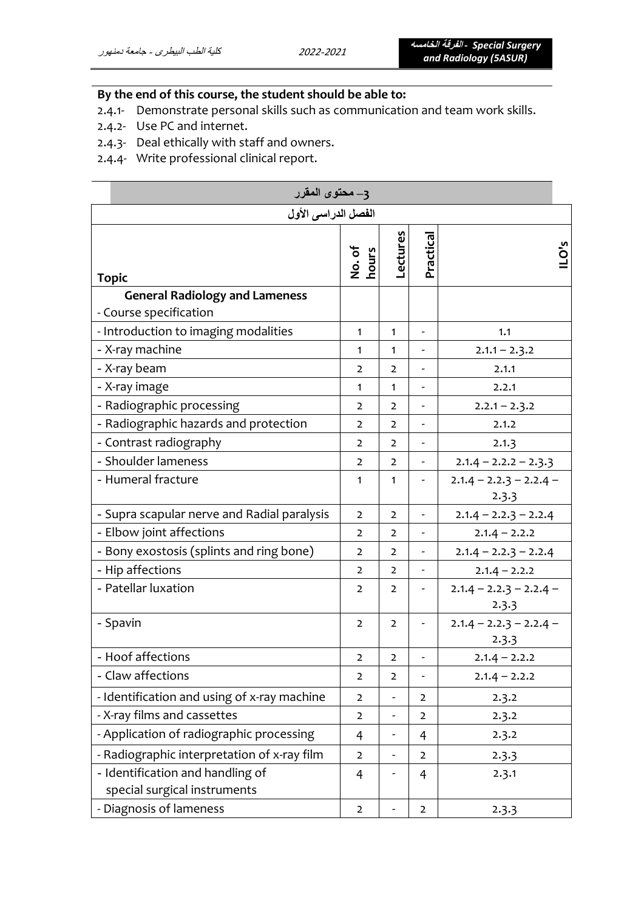**By the end of this course, the student should be able to:**

2.4.1- Demonstrate personal skills such as communication and team work skills.
2.4.2- Use PC and internet.
2.4.3- Deal ethically with staff and owners.
2.4.4- Write professional clinical report.

## 3– محتوى المقرر

| الفصل الدراسى الأول | | | | |
|---|---|---|---|---|
| **Topic** | **No. of hours** | **Lectures** | **Practical** | **ILO's** |
| **General Radiology and Lameness** - Course specification | | | | |
| - Introduction to imaging modalities | 1 | 1 | - | 1.1 |
| - X-ray machine | 1 | 1 | - | 2.1.1 – 2.3.2 |
| - X-ray beam | 2 | 2 | - | 2.1.1 |
| - X-ray image | 1 | 1 | - | 2.2.1 |
| - Radiographic processing | 2 | 2 | - | 2.2.1 – 2.3.2 |
| - Radiographic hazards and protection | 2 | 2 | - | 2.1.2 |
| - Contrast radiography | 2 | 2 | - | 2.1.3 |
| - Shoulder lameness | 2 | 2 | - | 2.1.4 – 2.2.2 – 2.3.3 |
| - Humeral fracture | 1 | 1 | - | 2.1.4 – 2.2.3 – 2.2.4 – 2.3.3 |
| - Supra scapular nerve and Radial paralysis | 2 | 2 | - | 2.1.4 – 2.2.3 – 2.2.4 |
| - Elbow joint affections | 2 | 2 | - | 2.1.4 – 2.2.2 |
| - Bony exostosis (splints and ring bone) | 2 | 2 | - | 2.1.4 – 2.2.3 – 2.2.4 |
| - Hip affections | 2 | 2 | - | 2.1.4 – 2.2.2 |
| - Patellar luxation | 2 | 2 | - | 2.1.4 – 2.2.3 – 2.2.4 – 2.3.3 |
| - Spavin | 2 | 2 | - | 2.1.4 – 2.2.3 – 2.2.4 – 2.3.3 |
| - Hoof affections | 2 | 2 | - | 2.1.4 – 2.2.2 |
| - Claw affections | 2 | 2 | - | 2.1.4 – 2.2.2 |
| - Identification and using of x-ray machine | 2 | - | 2 | 2.3.2 |
| - X-ray films and cassettes | 2 | - | 2 | 2.3.2 |
| - Application of radiographic processing | 4 | - | 4 | 2.3.2 |
| - Radiographic interpretation of x-ray film | 2 | - | 2 | 2.3.3 |
| - Identification and handling of special surgical instruments | 4 | - | 4 | 2.3.1 |
| - Diagnosis of lameness | 2 | - | 2 | 2.3.3 |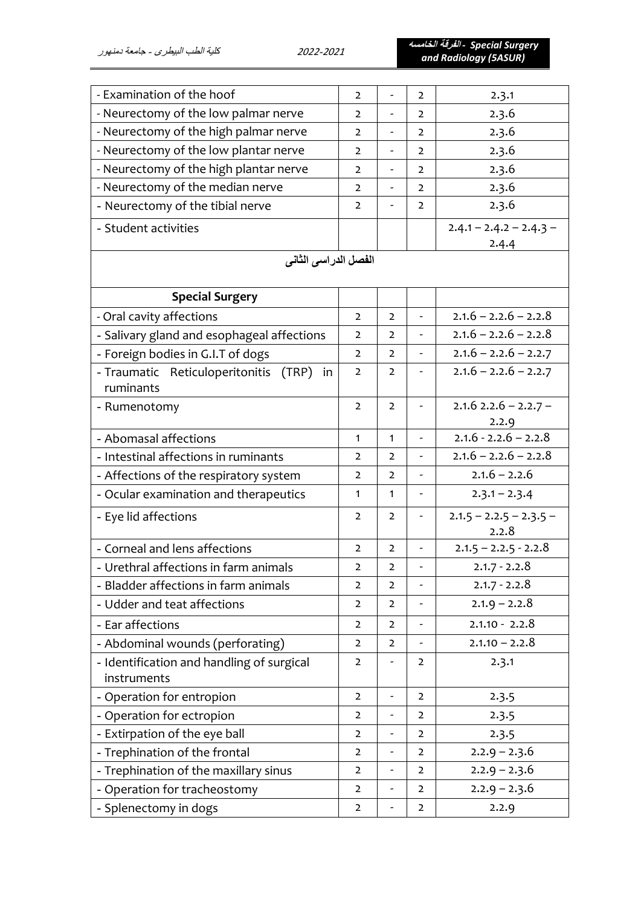| - Examination of the hoof | 2 | - | 2 | 2.3.1 |
|---|---|---|---|---|
| - Neurectomy of the low palmar nerve | 2 | - | 2 | 2.3.6 |
| - Neurectomy of the high palmar nerve | 2 | - | 2 | 2.3.6 |
| - Neurectomy of the low plantar nerve | 2 | - | 2 | 2.3.6 |
| - Neurectomy of the high plantar nerve | 2 | - | 2 | 2.3.6 |
| - Neurectomy of the median nerve | 2 | - | 2 | 2.3.6 |
| - Neurectomy of the tibial nerve | 2 | - | 2 | 2.3.6 |
| - Student activities | | | | 2.4.1 – 2.4.2 – 2.4.3 – 2.4.4 |
| **الفصل الدراسى الثانى** | | | | |
| **Special Surgery** | | | | |
| - Oral cavity affections | 2 | 2 | - | 2.1.6 – 2.2.6 – 2.2.8 |
| - Salivary gland and esophageal affections | 2 | 2 | - | 2.1.6 – 2.2.6 – 2.2.8 |
| - Foreign bodies in G.I.T of dogs | 2 | 2 | - | 2.1.6 – 2.2.6 – 2.2.7 |
| - Traumatic Reticuloperitonitis (TRP) in ruminants | 2 | 2 | - | 2.1.6 – 2.2.6 – 2.2.7 |
| - Rumenotomy | 2 | 2 | - | 2.1.6 2.2.6 – 2.2.7 – 2.2.9 |
| - Abomasal affections | 1 | 1 | - | 2.1.6 - 2.2.6 – 2.2.8 |
| - Intestinal affections in ruminants | 2 | 2 | - | 2.1.6 – 2.2.6 – 2.2.8 |
| - Affections of the respiratory system | 2 | 2 | - | 2.1.6 – 2.2.6 |
| - Ocular examination and therapeutics | 1 | 1 | - | 2.3.1 – 2.3.4 |
| - Eye lid affections | 2 | 2 | - | 2.1.5 – 2.2.5 – 2.3.5 – 2.2.8 |
| - Corneal and lens affections | 2 | 2 | - | 2.1.5 – 2.2.5 - 2.2.8 |
| - Urethral affections in farm animals | 2 | 2 | - | 2.1.7 - 2.2.8 |
| - Bladder affections in farm animals | 2 | 2 | - | 2.1.7 - 2.2.8 |
| - Udder and teat affections | 2 | 2 | - | 2.1.9 – 2.2.8 |
| - Ear affections | 2 | 2 | - | 2.1.10 - 2.2.8 |
| - Abdominal wounds (perforating) | 2 | 2 | - | 2.1.10 – 2.2.8 |
| - Identification and handling of surgical instruments | 2 | - | 2 | 2.3.1 |
| - Operation for entropion | 2 | - | 2 | 2.3.5 |
| - Operation for ectropion | 2 | - | 2 | 2.3.5 |
| - Extirpation of the eye ball | 2 | - | 2 | 2.3.5 |
| - Trephination of the frontal | 2 | - | 2 | 2.2.9 – 2.3.6 |
| - Trephination of the maxillary sinus | 2 | - | 2 | 2.2.9 – 2.3.6 |
| - Operation for tracheostomy | 2 | - | 2 | 2.2.9 – 2.3.6 |
| - Splenectomy in dogs | 2 | - | 2 | 2.2.9 |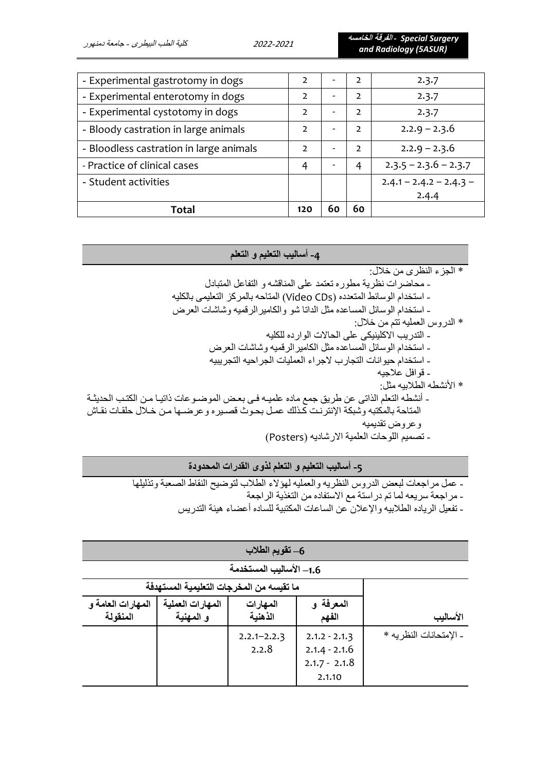| - Experimental gastrotomy in dogs | 2 | - | 2 | 2.3.7 |
|---|---|---|---|---|
| - Experimental enterotomy in dogs | 2 | - | 2 | 2.3.7 |
| - Experimental cystotomy in dogs | 2 | - | 2 | 2.3.7 |
| - Bloody castration in large animals | 2 | - | 2 | 2.2.9 – 2.3.6 |
| - Bloodless castration in large animals | 2 | - | 2 | 2.2.9 – 2.3.6 |
| - Practice of clinical cases | 4 | - | 4 | 2.3.5 – 2.3.6 – 2.3.7 |
| - Student activities | | | | 2.4.1 – 2.4.2 – 2.4.3 – 2.4.4 |
| **Total** | **120** | **60** | **60** | |

## 4- أساليب التعليم و التعلم

* الجزء النظرى من خلال:
- محاضرات نظرية مطوره تعتمد على المناقشه و التفاعل المتبادل
- استخدام الوسائط المتعدده (Video CDs) المتاحه بالمركز التعليمى بالكليه
- استخدام الوسائل المساعده مثل الداتا شو والكاميرالرقميه وشاشات العرض

* الدروس العمليه تتم من خلال:
- التدريب الاكلينيكى على الحالات الوارده للكليه
- استخدام الوسائل المساعده مثل الكاميرالرقميه وشاشات العرض
- استخدام حيوانات التجارب لاجراء العمليات الجراحيه التجريبيه
- قوافل علاجيه

* الأنشطه الطلابيه مثل:
- أنشطه التعلم الذاتى عن طريق جمع ماده علميه فى بعض الموضوعات ذاتيا من الكتب الحديثة المتاحة بالمكتبه وشبكة الإنترنت كذلك عمل بحوث قصيره وعرضها من خلال حلقات نقاش وعروض تقديميه
- تصميم اللوحات العلمية الارشاديه (Posters)

## 5- أساليب التعليم و التعلم لذوى القدرات المحدودة

- عمل مراجعات لبعض الدروس النظريه والعمليه لهؤلاء الطلاب لتوضيح النقاط الصعبة وتذليلها
- مراجعة سريعه لما تم دراستة مع الاستفاده من التغذية الراجعة
- تفعيل الرياده الطلابيه والإعلان عن الساعات المكتبية للساده أعضاء هيئة التدريس

## 6– تقويم الطلاب

### 1.6– الأساليب المستخدمة

| الأساليب | ما تقيسه من المخرجات التعليمية المستهدفة | | | |
|---|---|---|---|---|
| | المعرفة و الفهم | المهارات الذهنية | المهارات العملية و المهنية | المهارات العامة و المنقولة |
| - الإمتحانات النظريه * | 2.1.2 - 2.1.3<br>2.1.4 - 2.1.6<br>2.1.7 - 2.1.8<br>2.1.10 | 2.2.1–2.2.3<br>2.2.8 | | |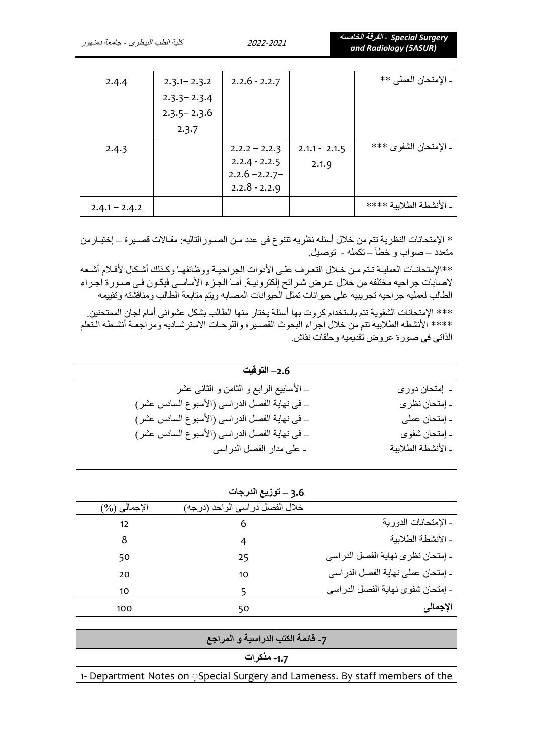| | | | | |
|---|---|---|---|---|
| - الإمتحان العملى ** | | 2.2.6 - 2.2.7 | 2.3.1– 2.3.2<br>2.3.3– 2.3.4<br>2.3.5– 2.3.6<br>2.3.7 | 2.4.4 |
| - الإمتحان الشفوى *** | 2.1.1 - 2.1.5<br>2.1.9 | 2.2.2 – 2.2.3<br>2.2.4 - 2.2.5<br>2.2.6 –2.2.7–<br>2.2.8 - 2.2.9 | | 2.4.3 |
| - الأنشطة الطلابية **** | | | | 2.4.1 – 2.4.2 |

* الإمتحانات النظرية تتم من خلال أسئله نظريه تتنوع فى عدد من الصـورالتاليه: مقـالات قصـيرة – إختيـارمن متعدد – صواب و خطأ – تكمله - توصيل.

**الإمتحانـات العمليـة تـتم مـن خـلال التعـرف علـى الأدوات الجراحيـة ووظائفهـا وكـذلك أشـكال لأفـلام أشـعه لاصابات جراحيه مختلفه من خلال عـرض شـرائح إلكترونيـة. أمـا الجـزء الأساسـى فيكـون فـى صـورة اجـراء الطالب لعمليه جراحيه تجريبيه على حيوانات تمثل الحيوانات المصابه ويتم متابعة الطالب ومناقشته وتقييمه

*** الإمتحانات الشفوية تتم باستخدام كروت بها أسئلة يختار منها الطالب بشكل عشوائى أمام لجان الممتحنين.
**** الأنشطه الطلابيه تتم من خلال اجراء البحوث القصـيره واللوحـات الاسترشـاديه ومراجعـة أنشـطه الـتعلم الذاتى فى صورة عروض تقديميه وحلقات نقاش.

**2.6 – التوقيت**

| | |
|---|---|
| - إمتحان دورى | – الأسابيع الرابع و الثامن و الثانى عشر |
| - إمتحان نظرى | – فى نهاية الفصل الدراسى (الأسبوع السادس عشر) |
| - إمتحان عملى | – فى نهاية الفصل الدراسى (الأسبوع السادس عشر) |
| - إمتحان شفوى | – فى نهاية الفصل الدراسى (الأسبوع السادس عشر) |
| - الأنشطة الطلابية | - على مدار الفصل الدراسى |

**3.6 – توزيع الدرجات**

| | خلال الفصل دراسى الواحد (درجه) | الإجمالى (%) |
|---|---|---|
| - الإمتحانات الدورية | 6 | 12 |
| - الأنشطة الطلابية | 4 | 8 |
| - إمتحان نظرى نهاية الفصل الدراسى | 25 | 50 |
| - إمتحان عملى نهاية الفصل الدراسى | 10 | 20 |
| - إمتحان شفوى نهاية الفصل الدراسى | 5 | 10 |
| **الإجمالى** | 50 | 100 |

## 7- قائمة الكتب الدراسية و المراجع

### 1.7- مذكرات

1- Department Notes on Special Surgery and Lameness. By staff members of the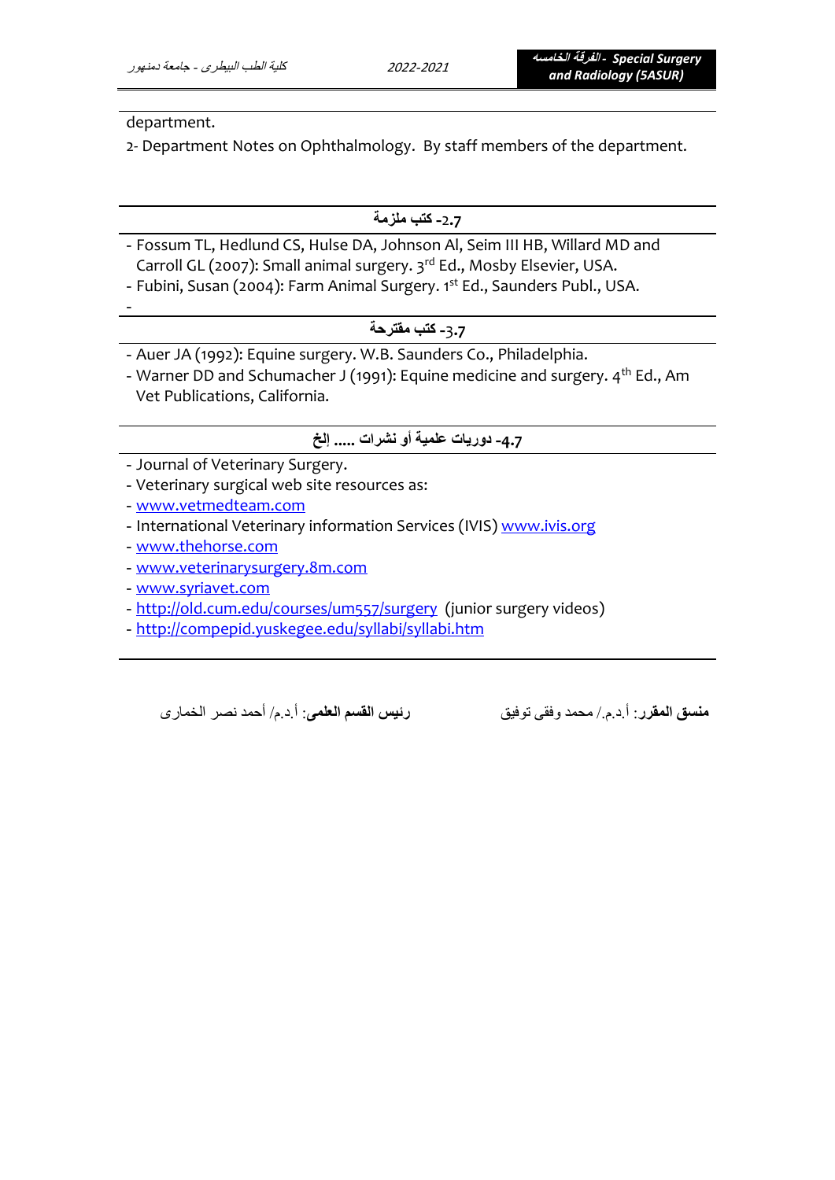department.

2- Department Notes on Ophthalmology. By staff members of the department.

### 2.7- كتب ملزمة

- Fossum TL, Hedlund CS, Hulse DA, Johnson Al, Seim III HB, Willard MD and Carroll GL (2007): Small animal surgery. 3rd Ed., Mosby Elsevier, USA.
- Fubini, Susan (2004): Farm Animal Surgery. 1st Ed., Saunders Publ., USA.
-

### 3.7- كتب مقترحة

- Auer JA (1992): Equine surgery. W.B. Saunders Co., Philadelphia.
- Warner DD and Schumacher J (1991): Equine medicine and surgery. 4th Ed., Am Vet Publications, California.

### 4.7- دوريات علمية أو نشرات ..... إلخ

- Journal of Veterinary Surgery.
- Veterinary surgical web site resources as:
- www.vetmedteam.com
- International Veterinary information Services (IVIS) www.ivis.org
- www.thehorse.com
- www.veterinarysurgery.8m.com
- www.syriavet.com
- http://old.cum.edu/courses/um557/surgery (junior surgery videos)
- http://compepid.yuskegee.edu/syllabi/syllabi.htm

**منسق المقرر**: أ.د.م./ محمد وفقى توفيق

**رئيس القسم العلمى**: أ.د.م/ أحمد نصر الخمارى